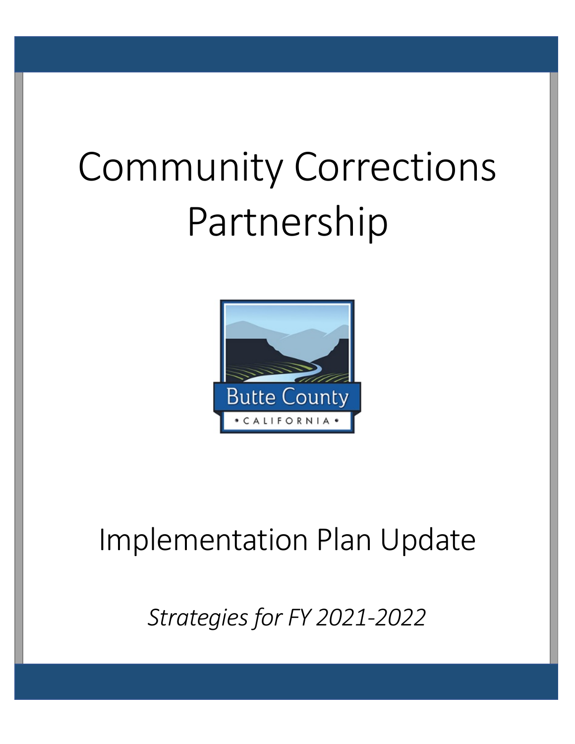# Community Corrections Partnership

Butte County

• CALIFORNIA •

## Implementation Plan Update

*Strategies for FY 2021-2022*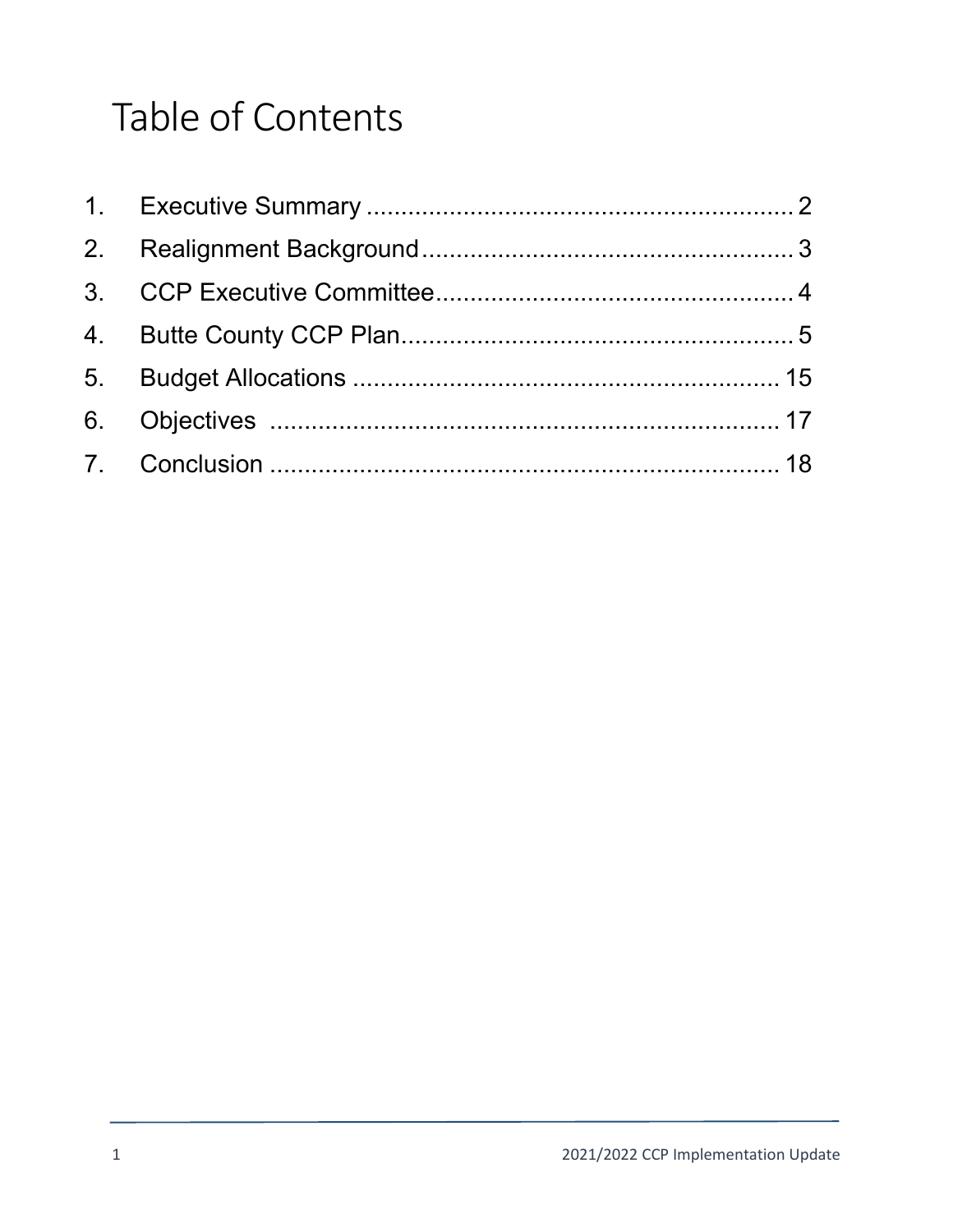# Table of Contents

1. Executive Summary ........................................................... 2
2. Realignment Background ................................................... 3
3. CCP Executive Committee ................................................. 4
4. Butte County CCP Plan ...................................................... 5
5. Budget Allocations ........................................................... 15
6. Objectives ....................................................................... 17
7. Conclusion ....................................................................... 18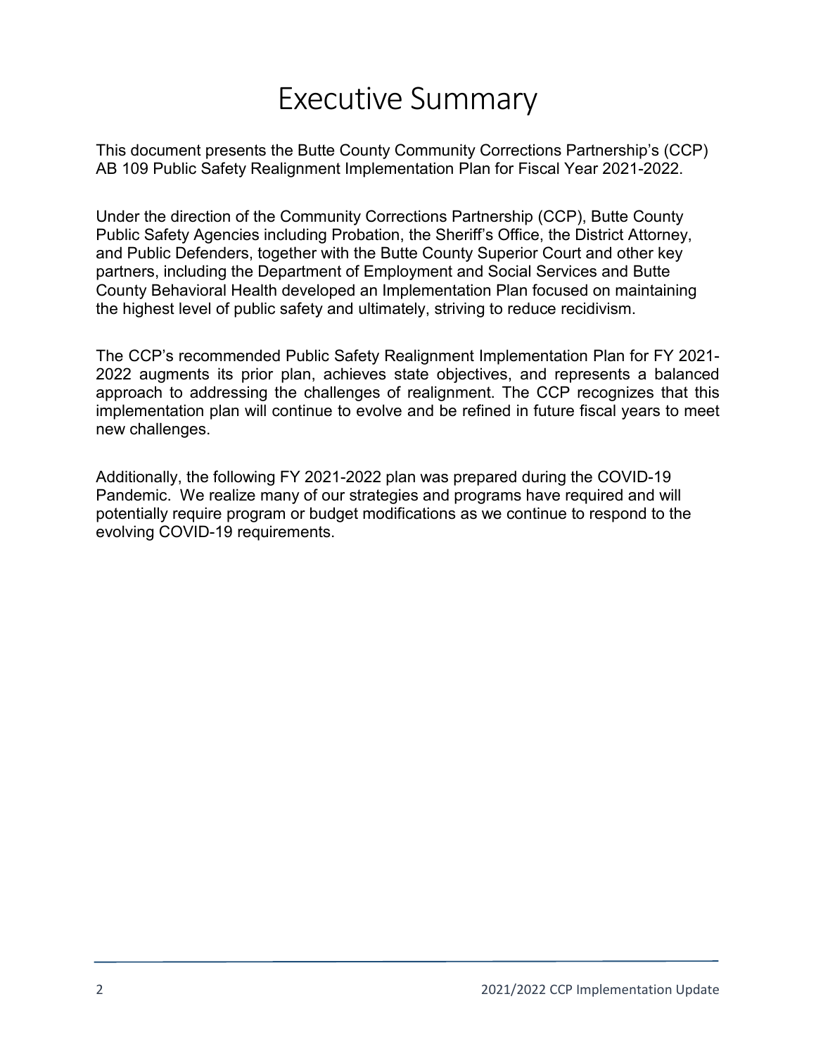# Executive Summary

This document presents the Butte County Community Corrections Partnership's (CCP) AB 109 Public Safety Realignment Implementation Plan for Fiscal Year 2021-2022.

Under the direction of the Community Corrections Partnership (CCP), Butte County Public Safety Agencies including Probation, the Sheriff's Office, the District Attorney, and Public Defenders, together with the Butte County Superior Court and other key partners, including the Department of Employment and Social Services and Butte County Behavioral Health developed an Implementation Plan focused on maintaining the highest level of public safety and ultimately, striving to reduce recidivism.

The CCP's recommended Public Safety Realignment Implementation Plan for FY 2021-2022 augments its prior plan, achieves state objectives, and represents a balanced approach to addressing the challenges of realignment. The CCP recognizes that this implementation plan will continue to evolve and be refined in future fiscal years to meet new challenges.

Additionally, the following FY 2021-2022 plan was prepared during the COVID-19 Pandemic. We realize many of our strategies and programs have required and will potentially require program or budget modifications as we continue to respond to the evolving COVID-19 requirements.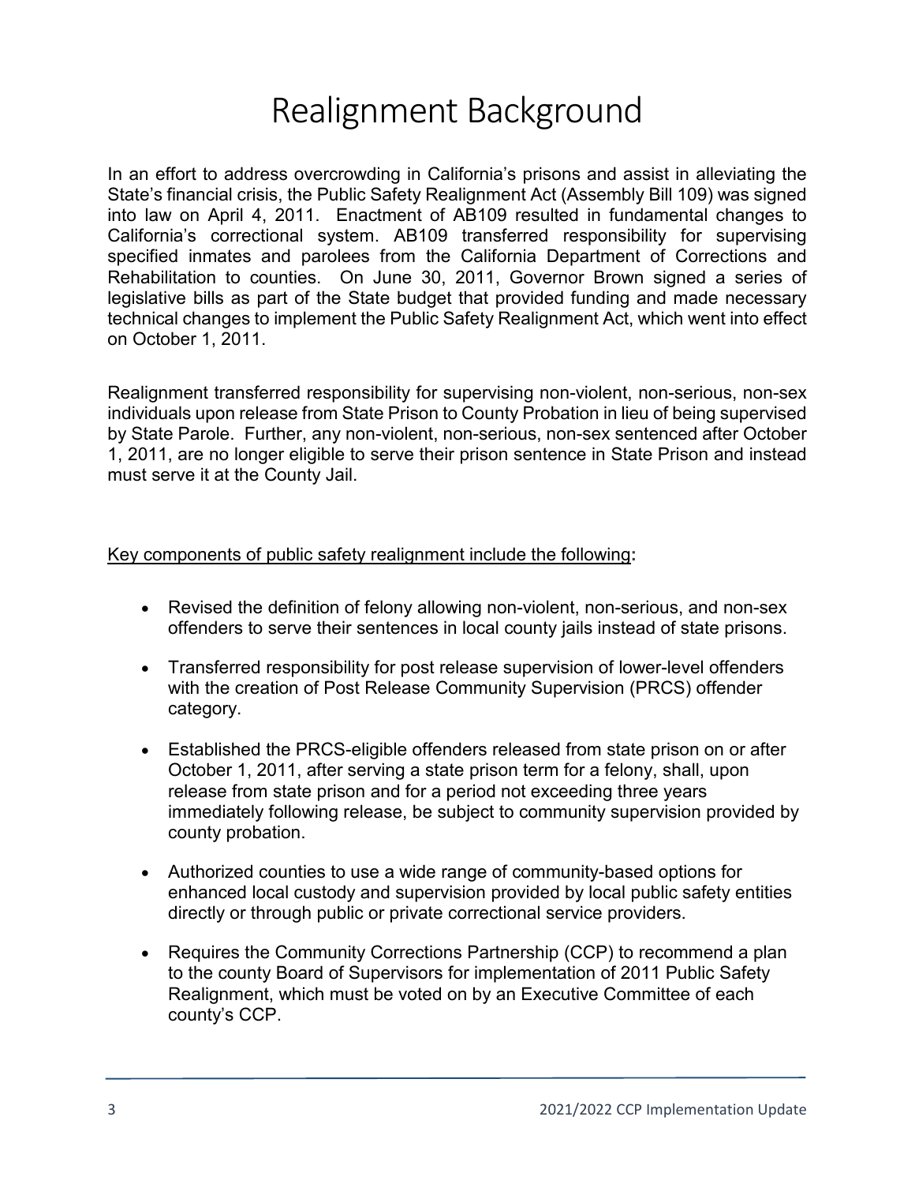# Realignment Background

In an effort to address overcrowding in California's prisons and assist in alleviating the State's financial crisis, the Public Safety Realignment Act (Assembly Bill 109) was signed into law on April 4, 2011. Enactment of AB109 resulted in fundamental changes to California's correctional system. AB109 transferred responsibility for supervising specified inmates and parolees from the California Department of Corrections and Rehabilitation to counties. On June 30, 2011, Governor Brown signed a series of legislative bills as part of the State budget that provided funding and made necessary technical changes to implement the Public Safety Realignment Act, which went into effect on October 1, 2011.

Realignment transferred responsibility for supervising non-violent, non-serious, non-sex individuals upon release from State Prison to County Probation in lieu of being supervised by State Parole. Further, any non-violent, non-serious, non-sex sentenced after October 1, 2011, are no longer eligible to serve their prison sentence in State Prison and instead must serve it at the County Jail.

<u>Key components of public safety realignment include the following</u>**:**

- Revised the definition of felony allowing non-violent, non-serious, and non-sex offenders to serve their sentences in local county jails instead of state prisons.
- Transferred responsibility for post release supervision of lower-level offenders with the creation of Post Release Community Supervision (PRCS) offender category.
- Established the PRCS-eligible offenders released from state prison on or after October 1, 2011, after serving a state prison term for a felony, shall, upon release from state prison and for a period not exceeding three years immediately following release, be subject to community supervision provided by county probation.
- Authorized counties to use a wide range of community-based options for enhanced local custody and supervision provided by local public safety entities directly or through public or private correctional service providers.
- Requires the Community Corrections Partnership (CCP) to recommend a plan to the county Board of Supervisors for implementation of 2011 Public Safety Realignment, which must be voted on by an Executive Committee of each county's CCP.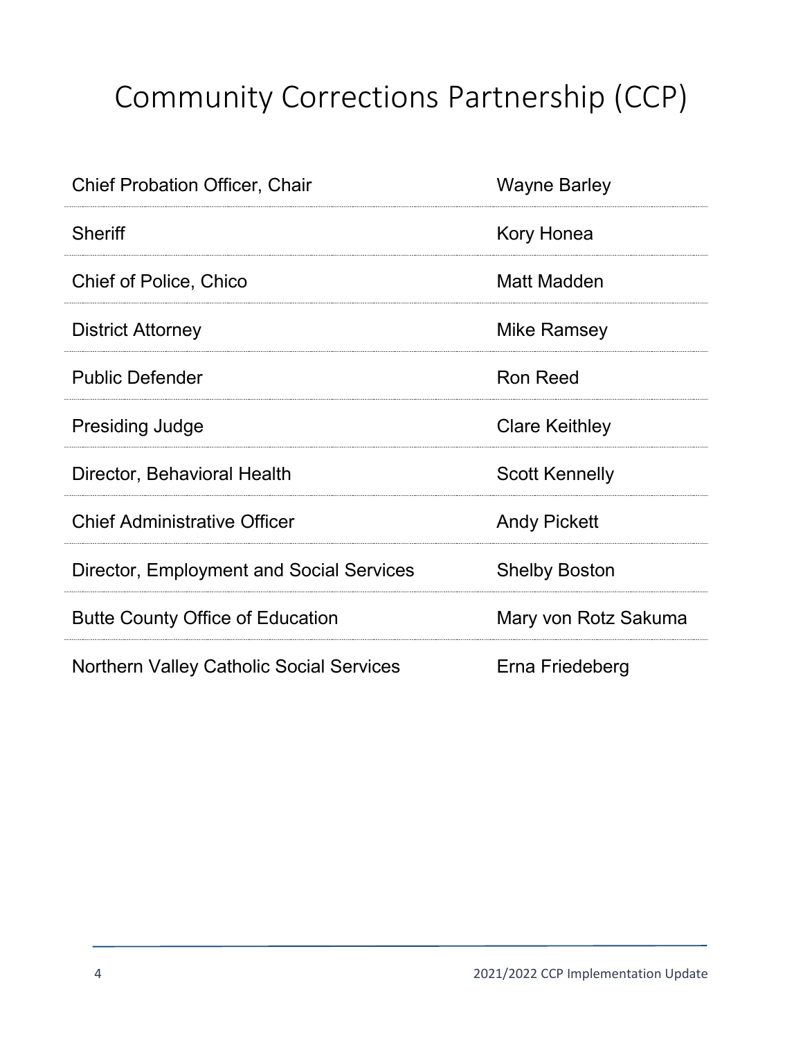# Community Corrections Partnership (CCP)

| | |
|---|---|
| Chief Probation Officer, Chair | Wayne Barley |
| Sheriff | Kory Honea |
| Chief of Police, Chico | Matt Madden |
| District Attorney | Mike Ramsey |
| Public Defender | Ron Reed |
| Presiding Judge | Clare Keithley |
| Director, Behavioral Health | Scott Kennelly |
| Chief Administrative Officer | Andy Pickett |
| Director, Employment and Social Services | Shelby Boston |
| Butte County Office of Education | Mary von Rotz Sakuma |
| Northern Valley Catholic Social Services | Erna Friedeberg |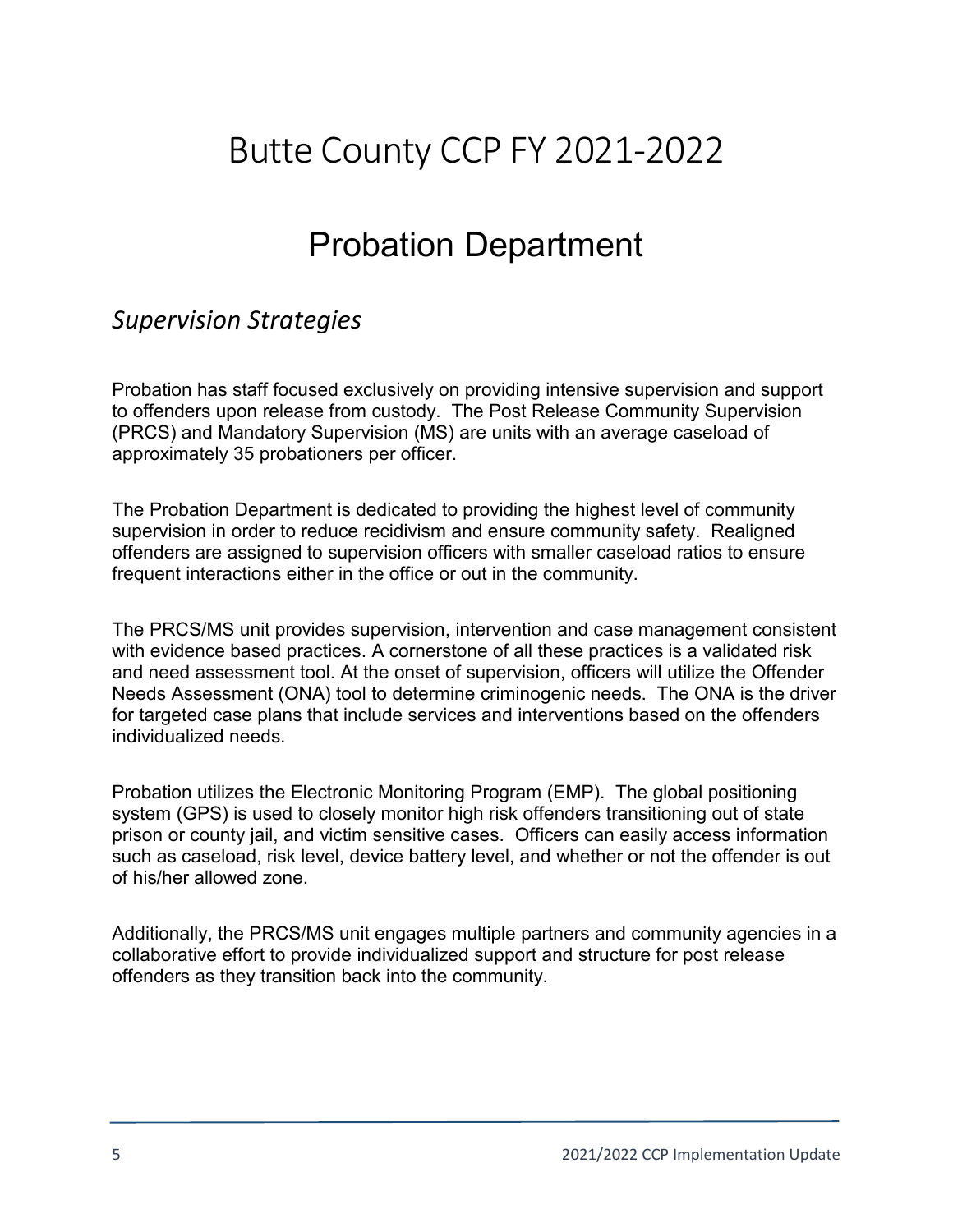# Butte County CCP FY 2021-2022

## Probation Department

### *Supervision Strategies*

Probation has staff focused exclusively on providing intensive supervision and support to offenders upon release from custody. The Post Release Community Supervision (PRCS) and Mandatory Supervision (MS) are units with an average caseload of approximately 35 probationers per officer.

The Probation Department is dedicated to providing the highest level of community supervision in order to reduce recidivism and ensure community safety. Realigned offenders are assigned to supervision officers with smaller caseload ratios to ensure frequent interactions either in the office or out in the community.

The PRCS/MS unit provides supervision, intervention and case management consistent with evidence based practices. A cornerstone of all these practices is a validated risk and need assessment tool. At the onset of supervision, officers will utilize the Offender Needs Assessment (ONA) tool to determine criminogenic needs. The ONA is the driver for targeted case plans that include services and interventions based on the offenders individualized needs.

Probation utilizes the Electronic Monitoring Program (EMP). The global positioning system (GPS) is used to closely monitor high risk offenders transitioning out of state prison or county jail, and victim sensitive cases. Officers can easily access information such as caseload, risk level, device battery level, and whether or not the offender is out of his/her allowed zone.

Additionally, the PRCS/MS unit engages multiple partners and community agencies in a collaborative effort to provide individualized support and structure for post release offenders as they transition back into the community.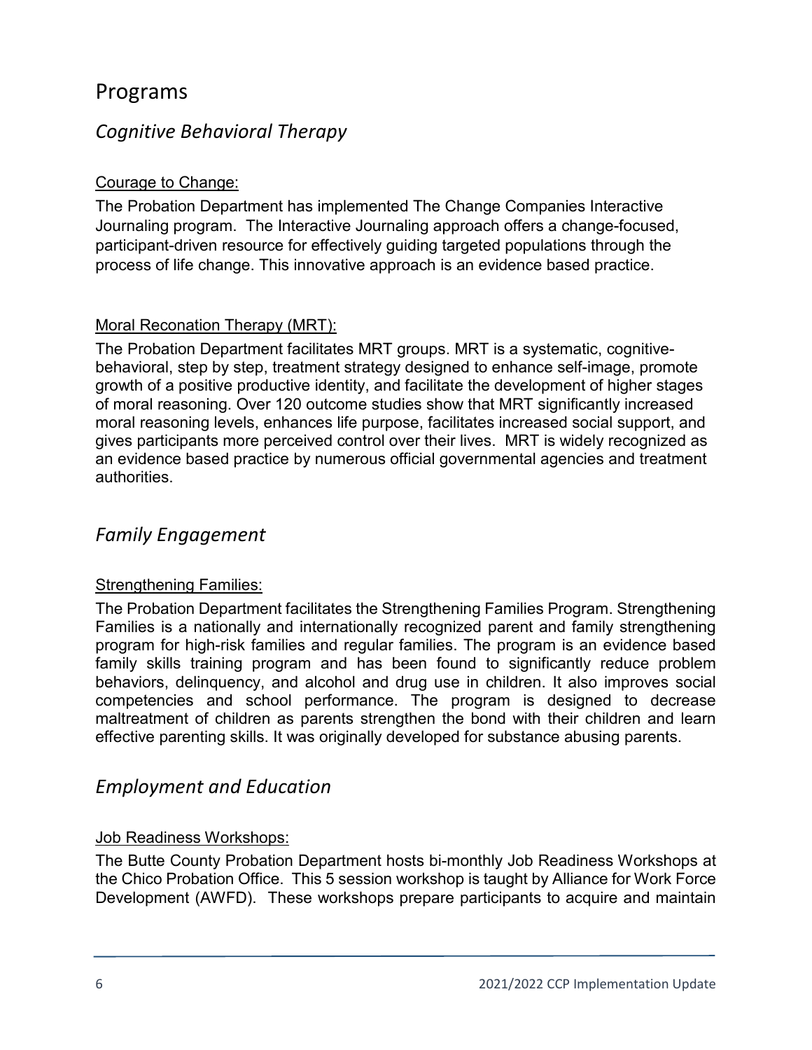# Programs

## *Cognitive Behavioral Therapy*

Courage to Change:

The Probation Department has implemented The Change Companies Interactive Journaling program. The Interactive Journaling approach offers a change-focused, participant-driven resource for effectively guiding targeted populations through the process of life change. This innovative approach is an evidence based practice.

Moral Reconation Therapy (MRT):

The Probation Department facilitates MRT groups. MRT is a systematic, cognitive-behavioral, step by step, treatment strategy designed to enhance self-image, promote growth of a positive productive identity, and facilitate the development of higher stages of moral reasoning. Over 120 outcome studies show that MRT significantly increased moral reasoning levels, enhances life purpose, facilitates increased social support, and gives participants more perceived control over their lives. MRT is widely recognized as an evidence based practice by numerous official governmental agencies and treatment authorities.

## *Family Engagement*

Strengthening Families:

The Probation Department facilitates the Strengthening Families Program. Strengthening Families is a nationally and internationally recognized parent and family strengthening program for high-risk families and regular families. The program is an evidence based family skills training program and has been found to significantly reduce problem behaviors, delinquency, and alcohol and drug use in children. It also improves social competencies and school performance. The program is designed to decrease maltreatment of children as parents strengthen the bond with their children and learn effective parenting skills. It was originally developed for substance abusing parents.

## *Employment and Education*

Job Readiness Workshops:

The Butte County Probation Department hosts bi-monthly Job Readiness Workshops at the Chico Probation Office. This 5 session workshop is taught by Alliance for Work Force Development (AWFD). These workshops prepare participants to acquire and maintain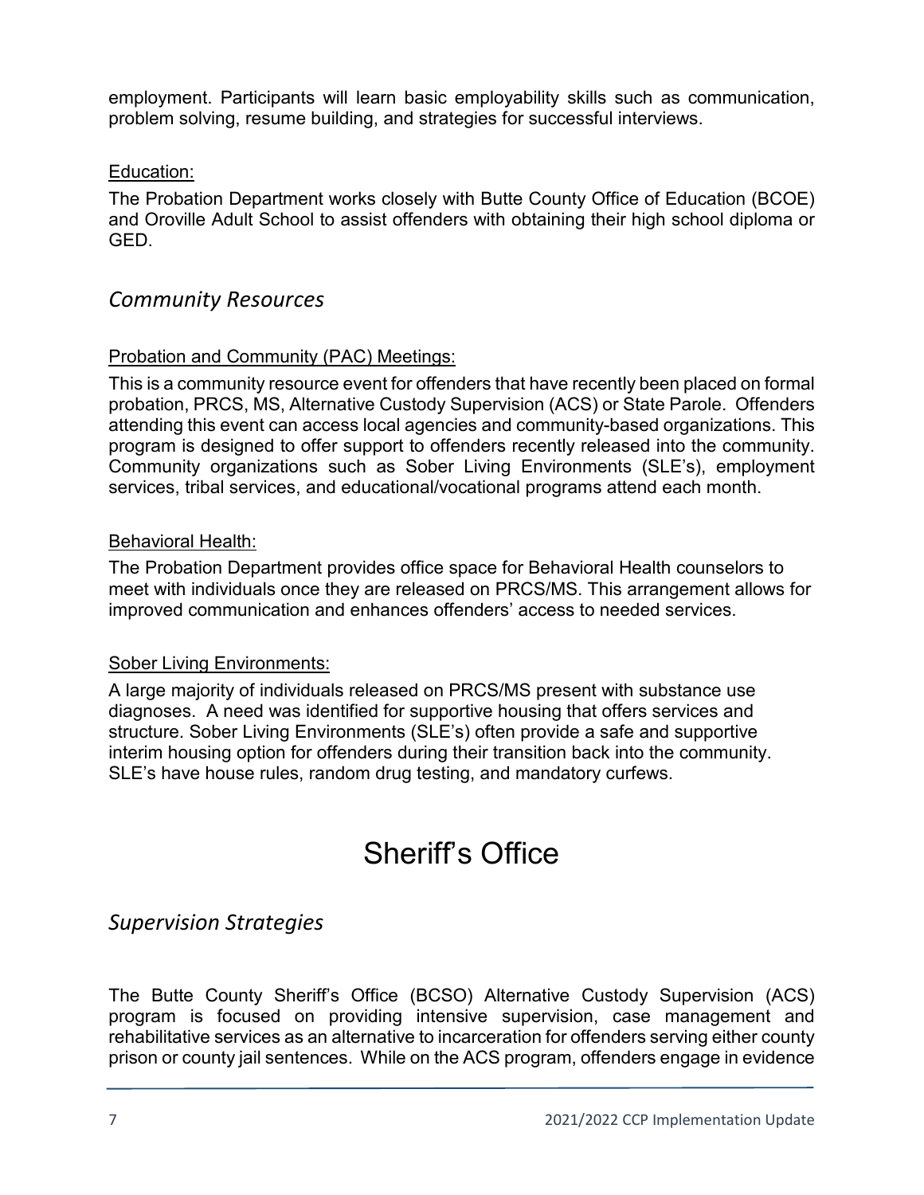employment. Participants will learn basic employability skills such as communication, problem solving, resume building, and strategies for successful interviews.

Education:

The Probation Department works closely with Butte County Office of Education (BCOE) and Oroville Adult School to assist offenders with obtaining their high school diploma or GED.

## *Community Resources*

Probation and Community (PAC) Meetings:

This is a community resource event for offenders that have recently been placed on formal probation, PRCS, MS, Alternative Custody Supervision (ACS) or State Parole. Offenders attending this event can access local agencies and community-based organizations. This program is designed to offer support to offenders recently released into the community. Community organizations such as Sober Living Environments (SLE's), employment services, tribal services, and educational/vocational programs attend each month.

Behavioral Health:

The Probation Department provides office space for Behavioral Health counselors to meet with individuals once they are released on PRCS/MS. This arrangement allows for improved communication and enhances offenders' access to needed services.

Sober Living Environments:

A large majority of individuals released on PRCS/MS present with substance use diagnoses. A need was identified for supportive housing that offers services and structure. Sober Living Environments (SLE's) often provide a safe and supportive interim housing option for offenders during their transition back into the community. SLE's have house rules, random drug testing, and mandatory curfews.

# Sheriff's Office

## *Supervision Strategies*

The Butte County Sheriff's Office (BCSO) Alternative Custody Supervision (ACS) program is focused on providing intensive supervision, case management and rehabilitative services as an alternative to incarceration for offenders serving either county prison or county jail sentences. While on the ACS program, offenders engage in evidence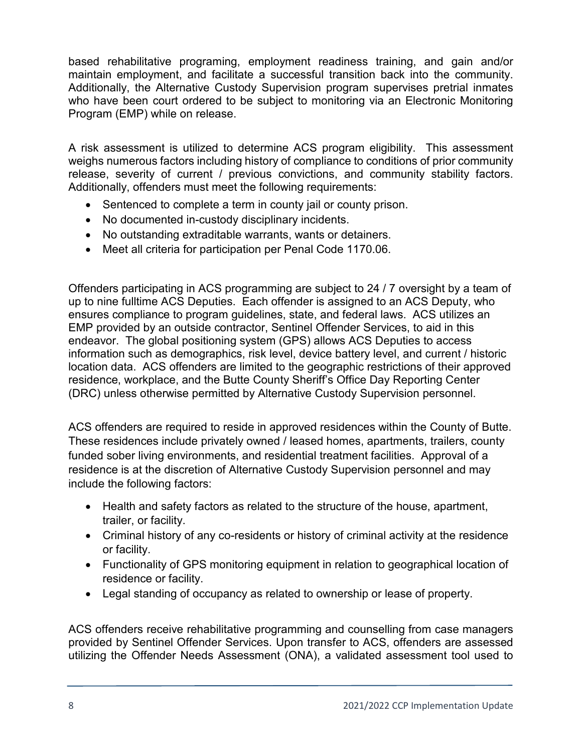based rehabilitative programing, employment readiness training, and gain and/or maintain employment, and facilitate a successful transition back into the community. Additionally, the Alternative Custody Supervision program supervises pretrial inmates who have been court ordered to be subject to monitoring via an Electronic Monitoring Program (EMP) while on release.

A risk assessment is utilized to determine ACS program eligibility. This assessment weighs numerous factors including history of compliance to conditions of prior community release, severity of current / previous convictions, and community stability factors. Additionally, offenders must meet the following requirements:

- Sentenced to complete a term in county jail or county prison.
- No documented in-custody disciplinary incidents.
- No outstanding extraditable warrants, wants or detainers.
- Meet all criteria for participation per Penal Code 1170.06.

Offenders participating in ACS programming are subject to 24 / 7 oversight by a team of up to nine fulltime ACS Deputies. Each offender is assigned to an ACS Deputy, who ensures compliance to program guidelines, state, and federal laws. ACS utilizes an EMP provided by an outside contractor, Sentinel Offender Services, to aid in this endeavor. The global positioning system (GPS) allows ACS Deputies to access information such as demographics, risk level, device battery level, and current / historic location data. ACS offenders are limited to the geographic restrictions of their approved residence, workplace, and the Butte County Sheriff's Office Day Reporting Center (DRC) unless otherwise permitted by Alternative Custody Supervision personnel.

ACS offenders are required to reside in approved residences within the County of Butte. These residences include privately owned / leased homes, apartments, trailers, county funded sober living environments, and residential treatment facilities. Approval of a residence is at the discretion of Alternative Custody Supervision personnel and may include the following factors:

- Health and safety factors as related to the structure of the house, apartment, trailer, or facility.
- Criminal history of any co-residents or history of criminal activity at the residence or facility.
- Functionality of GPS monitoring equipment in relation to geographical location of residence or facility.
- Legal standing of occupancy as related to ownership or lease of property.

ACS offenders receive rehabilitative programming and counselling from case managers provided by Sentinel Offender Services. Upon transfer to ACS, offenders are assessed utilizing the Offender Needs Assessment (ONA), a validated assessment tool used to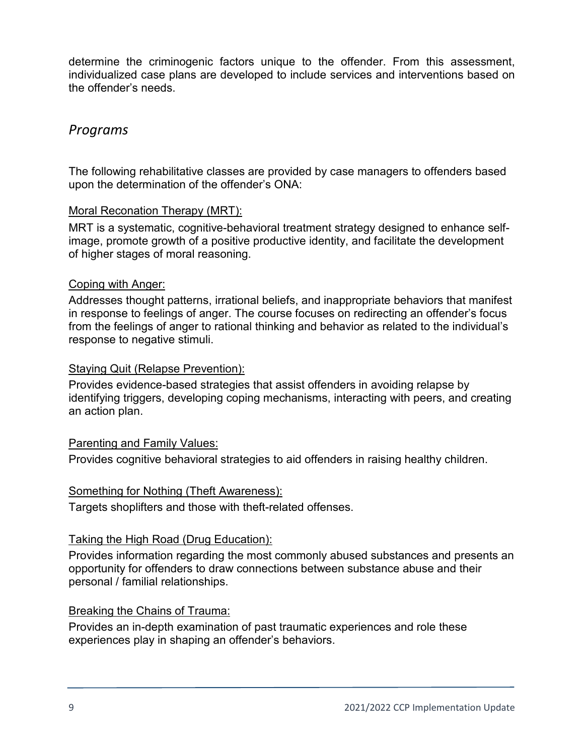determine the criminogenic factors unique to the offender. From this assessment, individualized case plans are developed to include services and interventions based on the offender's needs.

## *Programs*

The following rehabilitative classes are provided by case managers to offenders based upon the determination of the offender's ONA:

### Moral Reconation Therapy (MRT):

MRT is a systematic, cognitive-behavioral treatment strategy designed to enhance self-image, promote growth of a positive productive identity, and facilitate the development of higher stages of moral reasoning.

### Coping with Anger:

Addresses thought patterns, irrational beliefs, and inappropriate behaviors that manifest in response to feelings of anger. The course focuses on redirecting an offender's focus from the feelings of anger to rational thinking and behavior as related to the individual's response to negative stimuli.

### Staying Quit (Relapse Prevention):

Provides evidence-based strategies that assist offenders in avoiding relapse by identifying triggers, developing coping mechanisms, interacting with peers, and creating an action plan.

### Parenting and Family Values:

Provides cognitive behavioral strategies to aid offenders in raising healthy children.

### Something for Nothing (Theft Awareness):

Targets shoplifters and those with theft-related offenses.

### Taking the High Road (Drug Education):

Provides information regarding the most commonly abused substances and presents an opportunity for offenders to draw connections between substance abuse and their personal / familial relationships.

### Breaking the Chains of Trauma:

Provides an in-depth examination of past traumatic experiences and role these experiences play in shaping an offender's behaviors.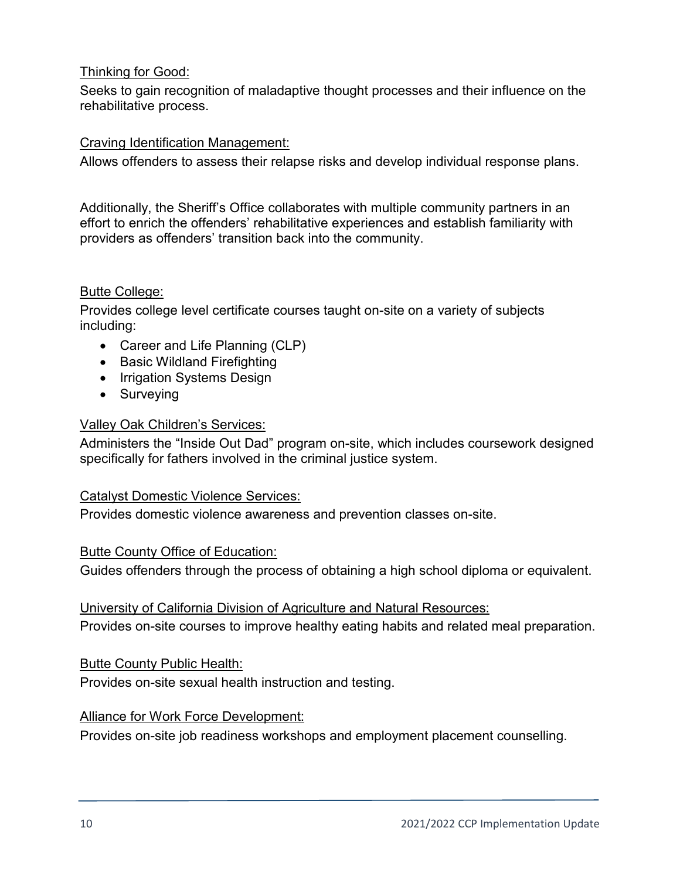Thinking for Good:

Seeks to gain recognition of maladaptive thought processes and their influence on the rehabilitative process.

Craving Identification Management:

Allows offenders to assess their relapse risks and develop individual response plans.

Additionally, the Sheriff's Office collaborates with multiple community partners in an effort to enrich the offenders' rehabilitative experiences and establish familiarity with providers as offenders' transition back into the community.

Butte College:

Provides college level certificate courses taught on-site on a variety of subjects including:

- Career and Life Planning (CLP)
- Basic Wildland Firefighting
- Irrigation Systems Design
- Surveying

Valley Oak Children's Services:

Administers the "Inside Out Dad" program on-site, which includes coursework designed specifically for fathers involved in the criminal justice system.

Catalyst Domestic Violence Services:

Provides domestic violence awareness and prevention classes on-site.

Butte County Office of Education:

Guides offenders through the process of obtaining a high school diploma or equivalent.

University of California Division of Agriculture and Natural Resources:

Provides on-site courses to improve healthy eating habits and related meal preparation.

Butte County Public Health:

Provides on-site sexual health instruction and testing.

Alliance for Work Force Development:

Provides on-site job readiness workshops and employment placement counselling.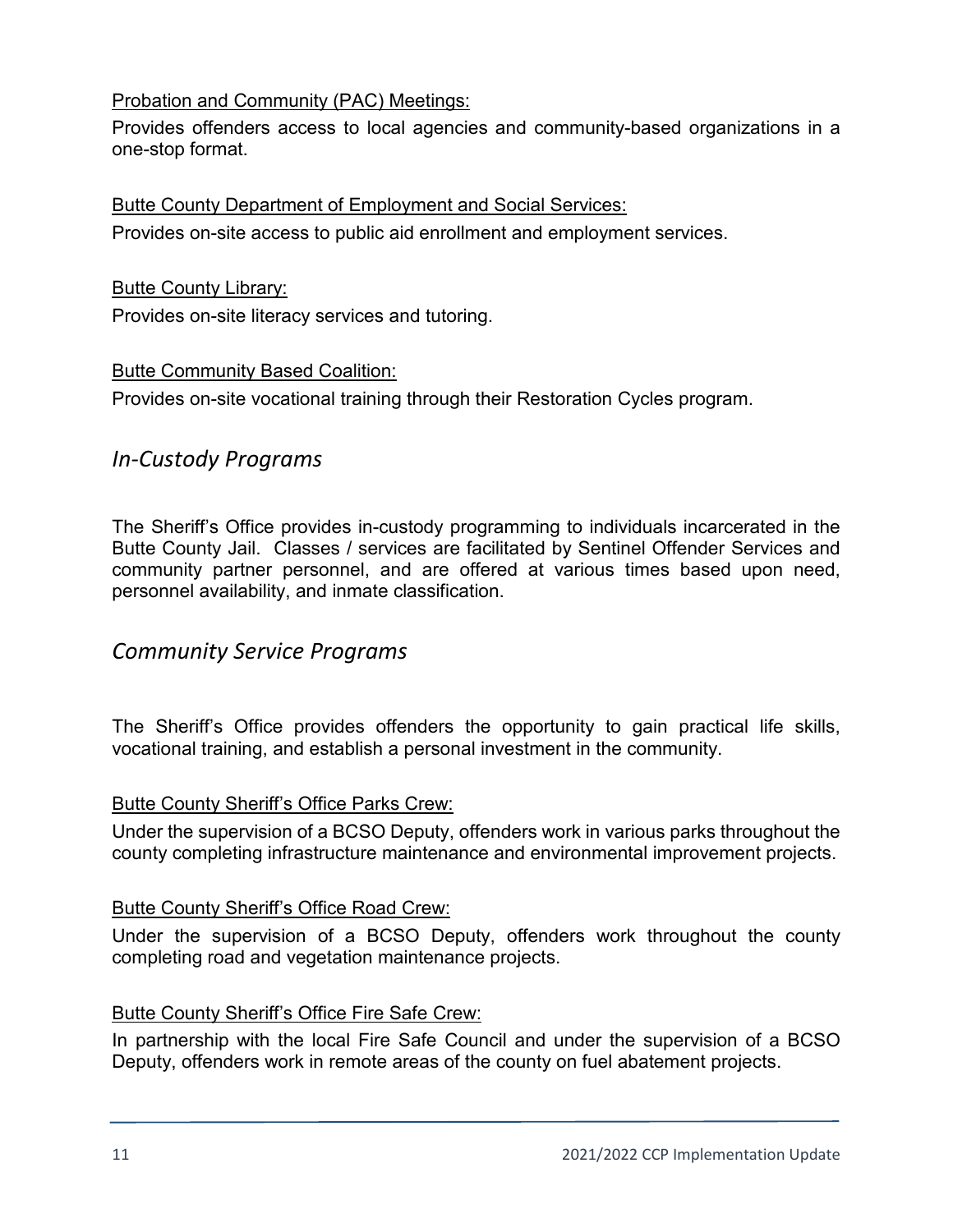Probation and Community (PAC) Meetings:

Provides offenders access to local agencies and community-based organizations in a one-stop format.

Butte County Department of Employment and Social Services:

Provides on-site access to public aid enrollment and employment services.

Butte County Library:

Provides on-site literacy services and tutoring.

Butte Community Based Coalition:

Provides on-site vocational training through their Restoration Cycles program.

## *In-Custody Programs*

The Sheriff's Office provides in-custody programming to individuals incarcerated in the Butte County Jail. Classes / services are facilitated by Sentinel Offender Services and community partner personnel, and are offered at various times based upon need, personnel availability, and inmate classification.

## *Community Service Programs*

The Sheriff's Office provides offenders the opportunity to gain practical life skills, vocational training, and establish a personal investment in the community.

Butte County Sheriff's Office Parks Crew:

Under the supervision of a BCSO Deputy, offenders work in various parks throughout the county completing infrastructure maintenance and environmental improvement projects.

Butte County Sheriff's Office Road Crew:

Under the supervision of a BCSO Deputy, offenders work throughout the county completing road and vegetation maintenance projects.

Butte County Sheriff's Office Fire Safe Crew:

In partnership with the local Fire Safe Council and under the supervision of a BCSO Deputy, offenders work in remote areas of the county on fuel abatement projects.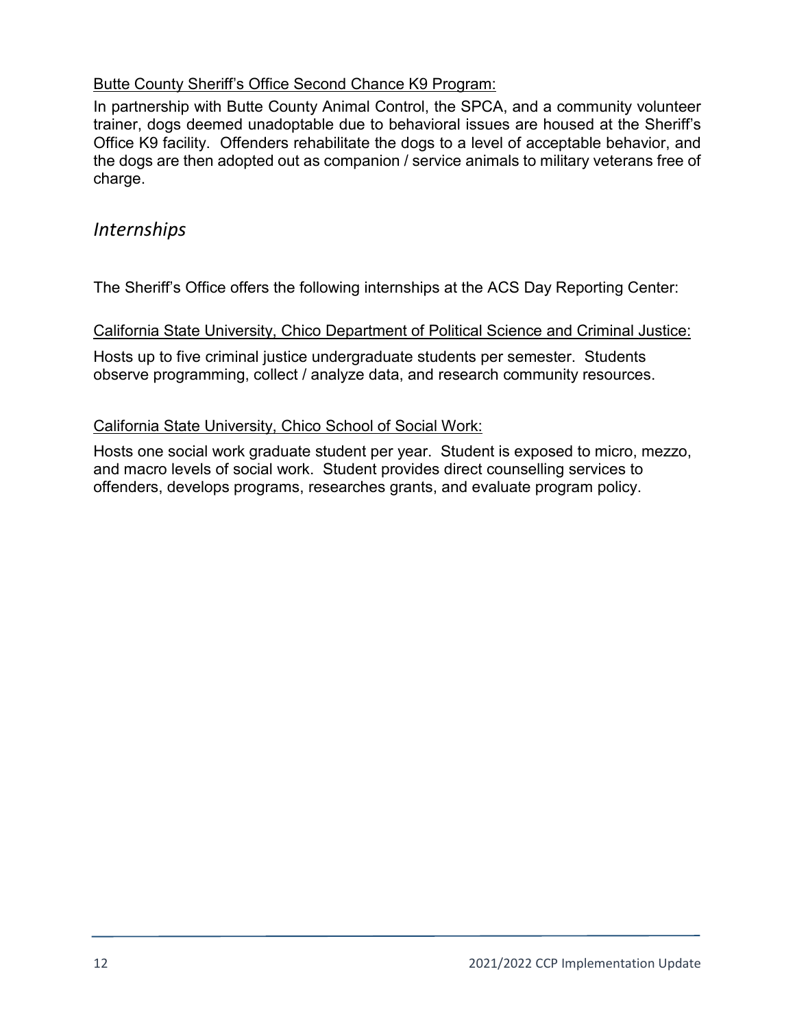Butte County Sheriff's Office Second Chance K9 Program:

In partnership with Butte County Animal Control, the SPCA, and a community volunteer trainer, dogs deemed unadoptable due to behavioral issues are housed at the Sheriff's Office K9 facility. Offenders rehabilitate the dogs to a level of acceptable behavior, and the dogs are then adopted out as companion / service animals to military veterans free of charge.

## *Internships*

The Sheriff's Office offers the following internships at the ACS Day Reporting Center:

California State University, Chico Department of Political Science and Criminal Justice:

Hosts up to five criminal justice undergraduate students per semester. Students observe programming, collect / analyze data, and research community resources.

California State University, Chico School of Social Work:

Hosts one social work graduate student per year. Student is exposed to micro, mezzo, and macro levels of social work. Student provides direct counselling services to offenders, develops programs, researches grants, and evaluate program policy.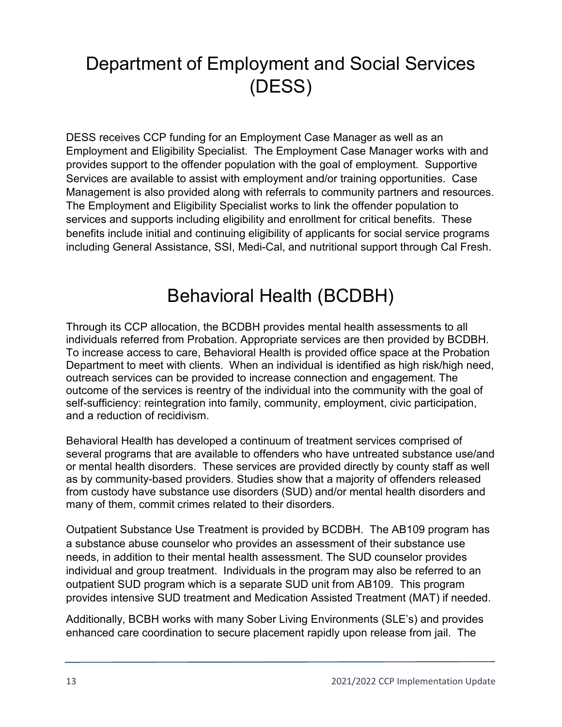# Department of Employment and Social Services (DESS)

DESS receives CCP funding for an Employment Case Manager as well as an Employment and Eligibility Specialist. The Employment Case Manager works with and provides support to the offender population with the goal of employment. Supportive Services are available to assist with employment and/or training opportunities. Case Management is also provided along with referrals to community partners and resources. The Employment and Eligibility Specialist works to link the offender population to services and supports including eligibility and enrollment for critical benefits. These benefits include initial and continuing eligibility of applicants for social service programs including General Assistance, SSI, Medi-Cal, and nutritional support through Cal Fresh.

# Behavioral Health (BCDBH)

Through its CCP allocation, the BCDBH provides mental health assessments to all individuals referred from Probation. Appropriate services are then provided by BCDBH. To increase access to care, Behavioral Health is provided office space at the Probation Department to meet with clients. When an individual is identified as high risk/high need, outreach services can be provided to increase connection and engagement. The outcome of the services is reentry of the individual into the community with the goal of self-sufficiency: reintegration into family, community, employment, civic participation, and a reduction of recidivism.

Behavioral Health has developed a continuum of treatment services comprised of several programs that are available to offenders who have untreated substance use/and or mental health disorders. These services are provided directly by county staff as well as by community-based providers. Studies show that a majority of offenders released from custody have substance use disorders (SUD) and/or mental health disorders and many of them, commit crimes related to their disorders.

Outpatient Substance Use Treatment is provided by BCDBH. The AB109 program has a substance abuse counselor who provides an assessment of their substance use needs, in addition to their mental health assessment. The SUD counselor provides individual and group treatment. Individuals in the program may also be referred to an outpatient SUD program which is a separate SUD unit from AB109. This program provides intensive SUD treatment and Medication Assisted Treatment (MAT) if needed.

Additionally, BCBH works with many Sober Living Environments (SLE's) and provides enhanced care coordination to secure placement rapidly upon release from jail. The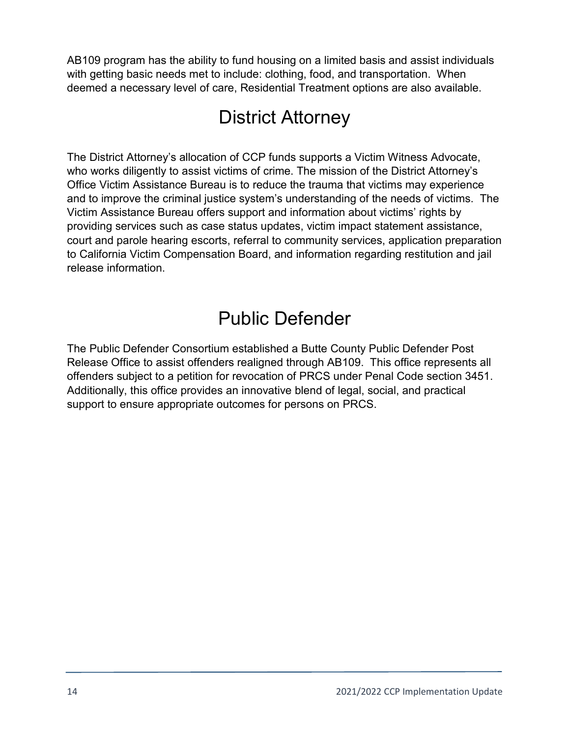AB109 program has the ability to fund housing on a limited basis and assist individuals with getting basic needs met to include: clothing, food, and transportation. When deemed a necessary level of care, Residential Treatment options are also available.

# District Attorney

The District Attorney's allocation of CCP funds supports a Victim Witness Advocate, who works diligently to assist victims of crime. The mission of the District Attorney's Office Victim Assistance Bureau is to reduce the trauma that victims may experience and to improve the criminal justice system's understanding of the needs of victims. The Victim Assistance Bureau offers support and information about victims' rights by providing services such as case status updates, victim impact statement assistance, court and parole hearing escorts, referral to community services, application preparation to California Victim Compensation Board, and information regarding restitution and jail release information.

# Public Defender

The Public Defender Consortium established a Butte County Public Defender Post Release Office to assist offenders realigned through AB109. This office represents all offenders subject to a petition for revocation of PRCS under Penal Code section 3451. Additionally, this office provides an innovative blend of legal, social, and practical support to ensure appropriate outcomes for persons on PRCS.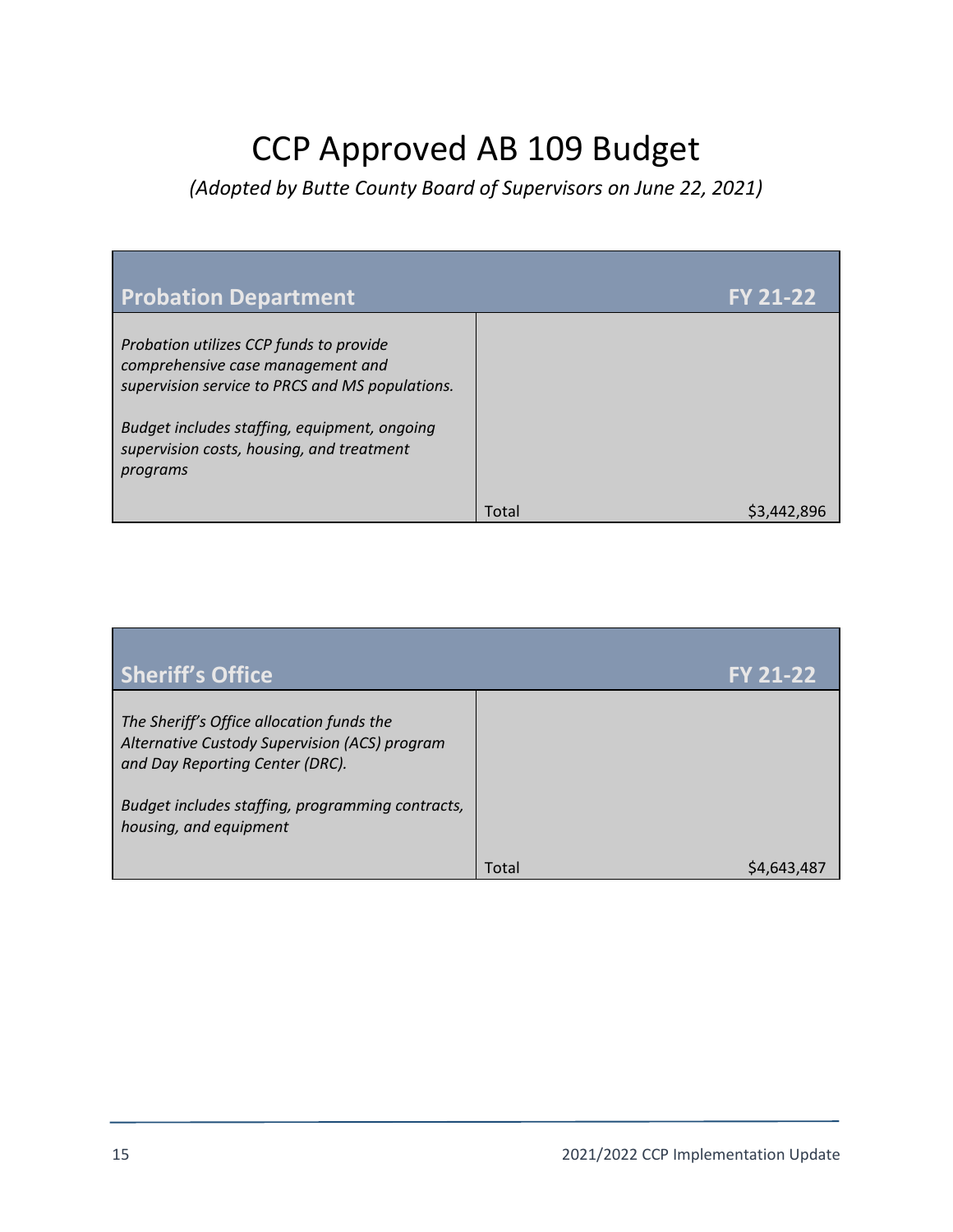# CCP Approved AB 109 Budget

*(Adopted by Butte County Board of Supervisors on June 22, 2021)*

| **Probation Department** | | **FY 21-22** |
|---|---|---|
| *Probation utilizes CCP funds to provide comprehensive case management and supervision service to PRCS and MS populations.*<br><br>*Budget includes staffing, equipment, ongoing supervision costs, housing, and treatment programs* | Total | $3,442,896 |

| **Sheriff's Office** | | **FY 21-22** |
|---|---|---|
| *The Sheriff's Office allocation funds the Alternative Custody Supervision (ACS) program and Day Reporting Center (DRC).*<br><br>*Budget includes staffing, programming contracts, housing, and equipment* | Total | $4,643,487 |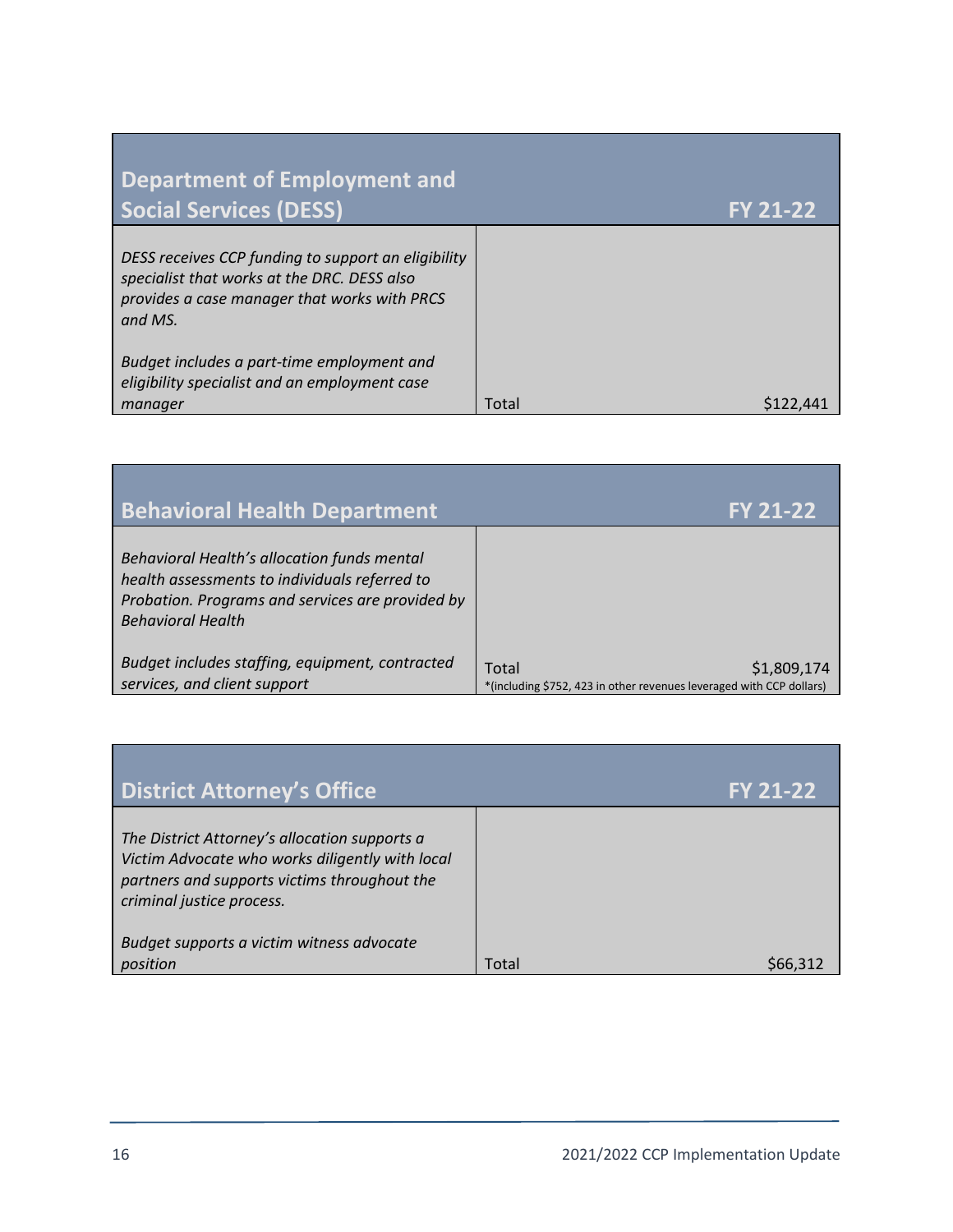| Department of Employment and Social Services (DESS) | | FY 21-22 |
|---|---|---|
| *DESS receives CCP funding to support an eligibility specialist that works at the DRC. DESS also provides a case manager that works with PRCS and MS.*<br><br>*Budget includes a part-time employment and eligibility specialist and an employment case manager* | Total | $122,441 |

| Behavioral Health Department | | FY 21-22 |
|---|---|---|
| *Behavioral Health's allocation funds mental health assessments to individuals referred to Probation. Programs and services are provided by Behavioral Health*<br><br>*Budget includes staffing, equipment, contracted services, and client support* | Total<br>*(including $752, 423 in other revenues leveraged with CCP dollars) | $1,809,174 |

| District Attorney's Office | | FY 21-22 |
|---|---|---|
| *The District Attorney's allocation supports a Victim Advocate who works diligently with local partners and supports victims throughout the criminal justice process.*<br><br>*Budget supports a victim witness advocate position* | Total | $66,312 |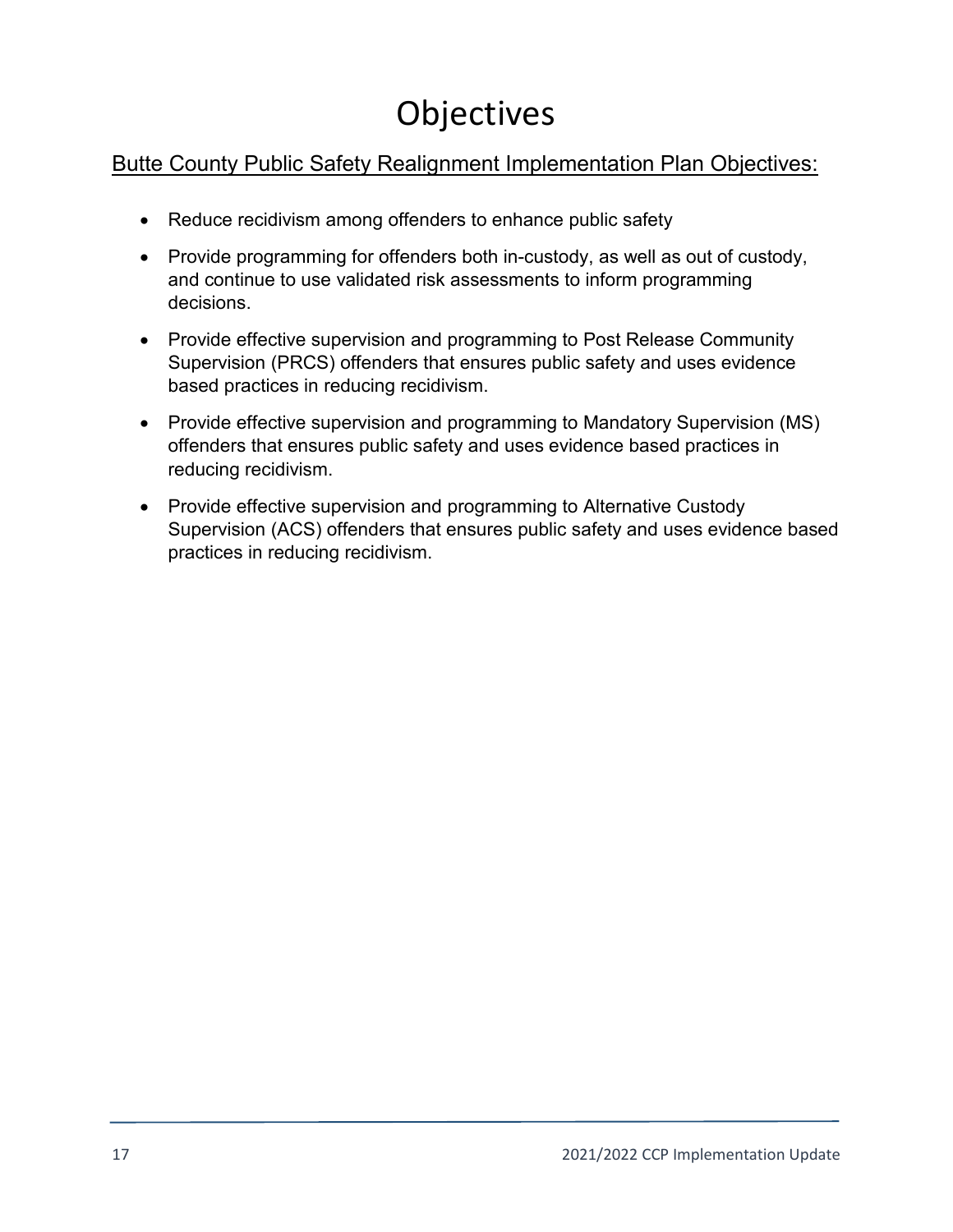# Objectives

## Butte County Public Safety Realignment Implementation Plan Objectives:

- Reduce recidivism among offenders to enhance public safety
- Provide programming for offenders both in-custody, as well as out of custody, and continue to use validated risk assessments to inform programming decisions.
- Provide effective supervision and programming to Post Release Community Supervision (PRCS) offenders that ensures public safety and uses evidence based practices in reducing recidivism.
- Provide effective supervision and programming to Mandatory Supervision (MS) offenders that ensures public safety and uses evidence based practices in reducing recidivism.
- Provide effective supervision and programming to Alternative Custody Supervision (ACS) offenders that ensures public safety and uses evidence based practices in reducing recidivism.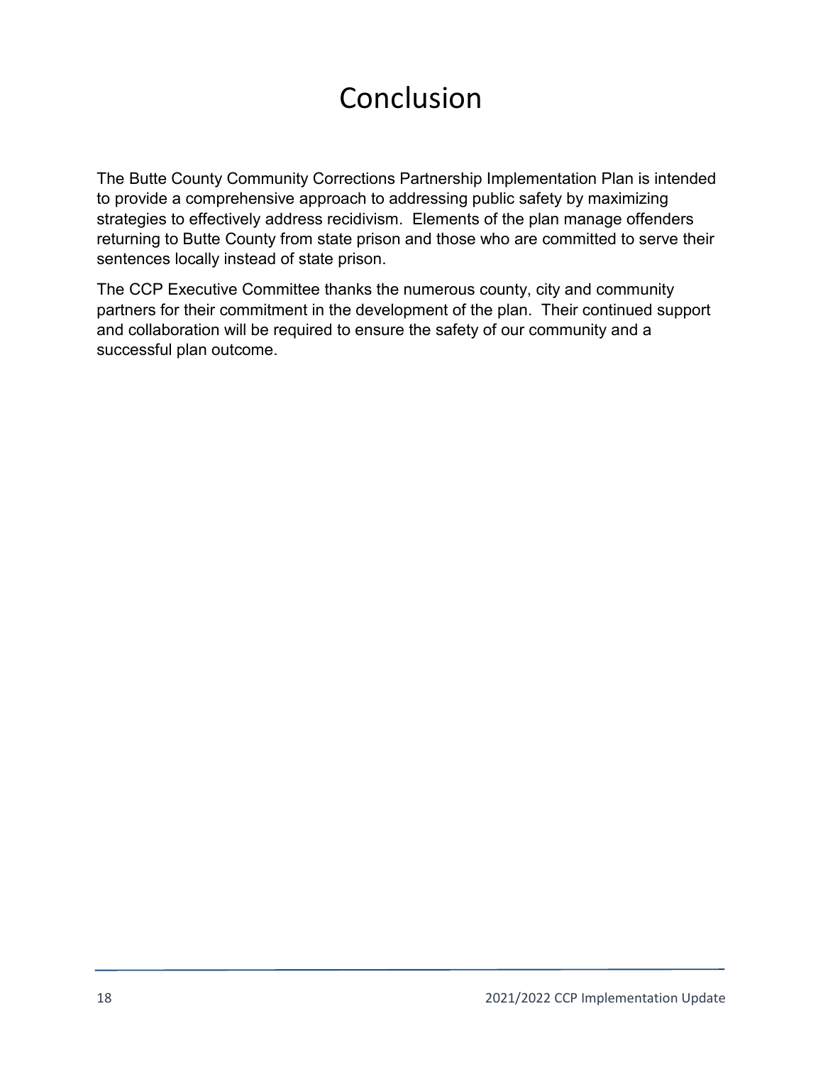# Conclusion

The Butte County Community Corrections Partnership Implementation Plan is intended to provide a comprehensive approach to addressing public safety by maximizing strategies to effectively address recidivism. Elements of the plan manage offenders returning to Butte County from state prison and those who are committed to serve their sentences locally instead of state prison.

The CCP Executive Committee thanks the numerous county, city and community partners for their commitment in the development of the plan. Their continued support and collaboration will be required to ensure the safety of our community and a successful plan outcome.